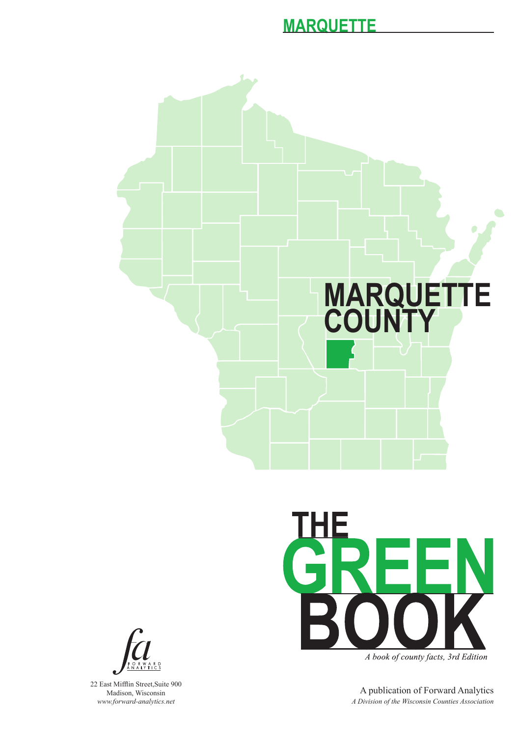# MARQUETTE

## MARQUETTE COUNTY

# THE GREEN BOOK

*A book of county facts, 3rd Edition*

FORWARD ANALYTICS

22 East Mifflin Street,Suite 900
Madison, Wisconsin
*www.forward-analytics.net*

A publication of Forward Analytics
*A Division of the Wisconsin Counties Association*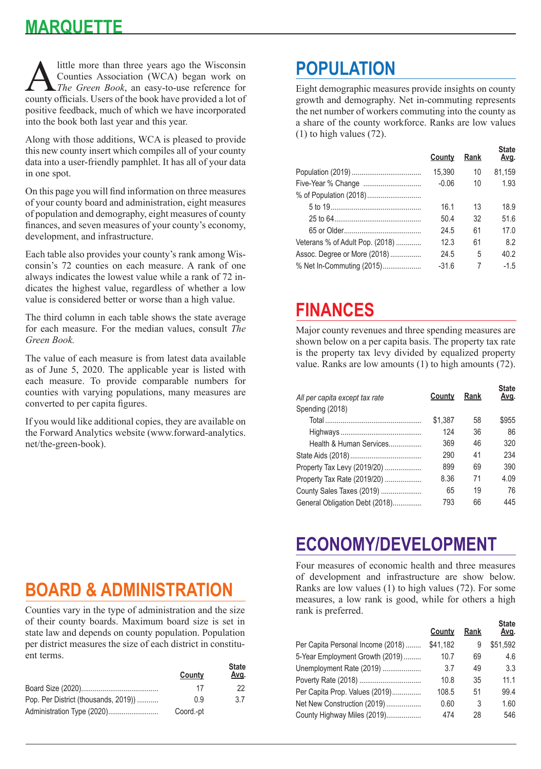# MARQUETTE

A little more than three years ago the Wisconsin Counties Association (WCA) began work on *The Green Book*, an easy-to-use reference for county officials. Users of the book have provided a lot of positive feedback, much of which we have incorporated into the book both last year and this year.

Along with those additions, WCA is pleased to provide this new county insert which compiles all of your county data into a user-friendly pamphlet. It has all of your data in one spot.

On this page you will find information on three measures of your county board and administration, eight measures of population and demography, eight measures of county finances, and seven measures of your county's economy, development, and infrastructure.

Each table also provides your county's rank among Wisconsin's 72 counties on each measure. A rank of one always indicates the lowest value while a rank of 72 indicates the highest value, regardless of whether a low value is considered better or worse than a high value.

The third column in each table shows the state average for each measure. For the median values, consult *The Green Book.*

The value of each measure is from latest data available as of June 5, 2020. The applicable year is listed with each measure. To provide comparable numbers for counties with varying populations, many measures are converted to per capita figures.

If you would like additional copies, they are available on the Forward Analytics website (www.forward-analytics.net/the-green-book).

## BOARD & ADMINISTRATION

Counties vary in the type of administration and the size of their county boards. Maximum board size is set in state law and depends on county population. Population per district measures the size of each district in constituent terms.

| | County | State Avg. |
|---|---|---|
| Board Size (2020) | 17 | 22 |
| Pop. Per District (thousands, 2019)) | 0.9 | 3.7 |
| Administration Type (2020) | Coord.-pt | |

## POPULATION

Eight demographic measures provide insights on county growth and demography. Net in-commuting represents the net number of workers commuting into the county as a share of the county workforce. Ranks are low values (1) to high values (72).

| | County | Rank | State Avg. |
|---|---|---|---|
| Population (2019) | 15,390 | 10 | 81,159 |
| Five-Year % Change | -0.06 | 10 | 1.93 |
| % of Population (2018) | | | |
| 5 to 19 | 16.1 | 13 | 18.9 |
| 25 to 64 | 50.4 | 32 | 51.6 |
| 65 or Older | 24.5 | 61 | 17.0 |
| Veterans % of Adult Pop. (2018) | 12.3 | 61 | 8.2 |
| Assoc. Degree or More (2018) | 24.5 | 5 | 40.2 |
| % Net In-Commuting (2015) | -31.6 | 7 | -1.5 |

## FINANCES

Major county revenues and three spending measures are shown below on a per capita basis. The property tax rate is the property tax levy divided by equalized property value. Ranks are low amounts (1) to high amounts (72).

| *All per capita except tax rate* | County | Rank | State Avg. |
|---|---|---|---|
| Spending (2018) | | | |
| Total | $1,387 | 58 | $955 |
| Highways | 124 | 36 | 86 |
| Health & Human Services | 369 | 46 | 320 |
| State Aids (2018) | 290 | 41 | 234 |
| Property Tax Levy (2019/20) | 899 | 69 | 390 |
| Property Tax Rate (2019/20) | 8.36 | 71 | 4.09 |
| County Sales Taxes (2019) | 65 | 19 | 76 |
| General Obligation Debt (2018) | 793 | 66 | 445 |

## ECONOMY/DEVELOPMENT

Four measures of economic health and three measures of development and infrastructure are show below. Ranks are low values (1) to high values (72). For some measures, a low rank is good, while for others a high rank is preferred.

| | County | Rank | State Avg. |
|---|---|---|---|
| Per Capita Personal Income (2018) | $41,182 | 9 | $51,592 |
| 5-Year Employment Growth (2019) | 10.7 | 69 | 4.6 |
| Unemployment Rate (2019) | 3.7 | 49 | 3.3 |
| Poverty Rate (2018) | 10.8 | 35 | 11.1 |
| Per Capita Prop. Values (2019) | 108.5 | 51 | 99.4 |
| Net New Construction (2019) | 0.60 | 3 | 1.60 |
| County Highway Miles (2019) | 474 | 28 | 546 |